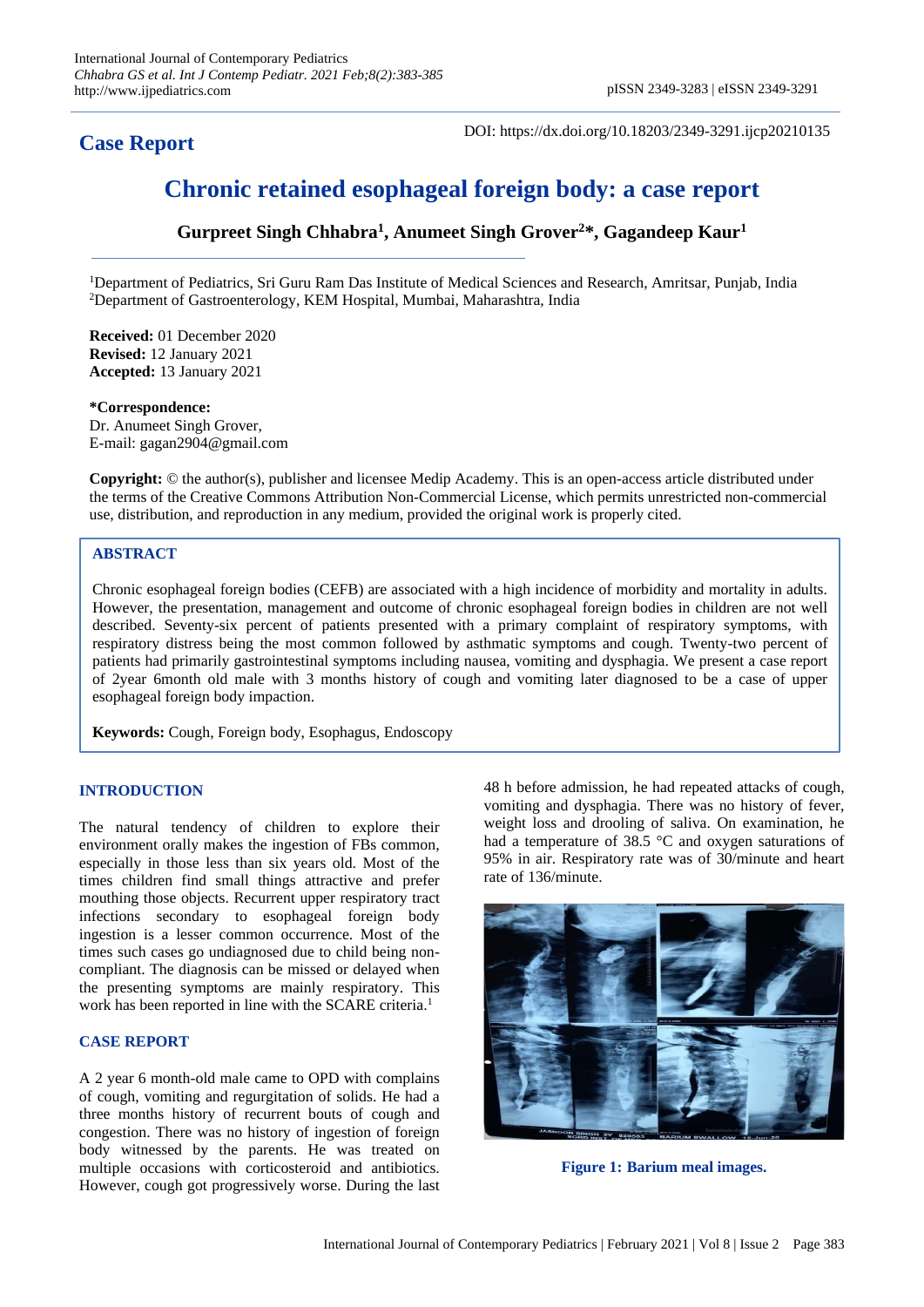**Case Report**

DOI: https://dx.doi.org/10.18203/2349-3291.ijcp20210135

# Chronic retained esophageal foreign body: a case report

**Gurpreet Singh Chhabra[1], Anumeet Singh Grover[2]*, Gagandeep Kaur[1]**

[1]Department of Pediatrics, Sri Guru Ram Das Institute of Medical Sciences and Research, Amritsar, Punjab, India
[2]Department of Gastroenterology, KEM Hospital, Mumbai, Maharashtra, India

**Received:** 01 December 2020
**Revised:** 12 January 2021
**Accepted:** 13 January 2021

***Correspondence:**
Dr. Anumeet Singh Grover,
E-mail: gagan2904@gmail.com

**Copyright:** © the author(s), publisher and licensee Medip Academy. This is an open-access article distributed under the terms of the Creative Commons Attribution Non-Commercial License, which permits unrestricted non-commercial use, distribution, and reproduction in any medium, provided the original work is properly cited.

## ABSTRACT

Chronic esophageal foreign bodies (CEFB) are associated with a high incidence of morbidity and mortality in adults. However, the presentation, management and outcome of chronic esophageal foreign bodies in children are not well described. Seventy-six percent of patients presented with a primary complaint of respiratory symptoms, with respiratory distress being the most common followed by asthmatic symptoms and cough. Twenty-two percent of patients had primarily gastrointestinal symptoms including nausea, vomiting and dysphagia. We present a case report of 2year 6month old male with 3 months history of cough and vomiting later diagnosed to be a case of upper esophageal foreign body impaction.

**Keywords:** Cough, Foreign body, Esophagus, Endoscopy

## INTRODUCTION

The natural tendency of children to explore their environment orally makes the ingestion of FBs common, especially in those less than six years old. Most of the times children find small things attractive and prefer mouthing those objects. Recurrent upper respiratory tract infections secondary to esophageal foreign body ingestion is a lesser common occurrence. Most of the times such cases go undiagnosed due to child being non-compliant. The diagnosis can be missed or delayed when the presenting symptoms are mainly respiratory. This work has been reported in line with the SCARE criteria.[1]

## CASE REPORT

A 2 year 6 month-old male came to OPD with complains of cough, vomiting and regurgitation of solids. He had a three months history of recurrent bouts of cough and congestion. There was no history of ingestion of foreign body witnessed by the parents. He was treated on multiple occasions with corticosteroid and antibiotics. However, cough got progressively worse. During the last 48 h before admission, he had repeated attacks of cough, vomiting and dysphagia. There was no history of fever, weight loss and drooling of saliva. On examination, he had a temperature of 38.5 °C and oxygen saturations of 95% in air. Respiratory rate was of 30/minute and heart rate of 136/minute.

**Figure 1: Barium meal images.**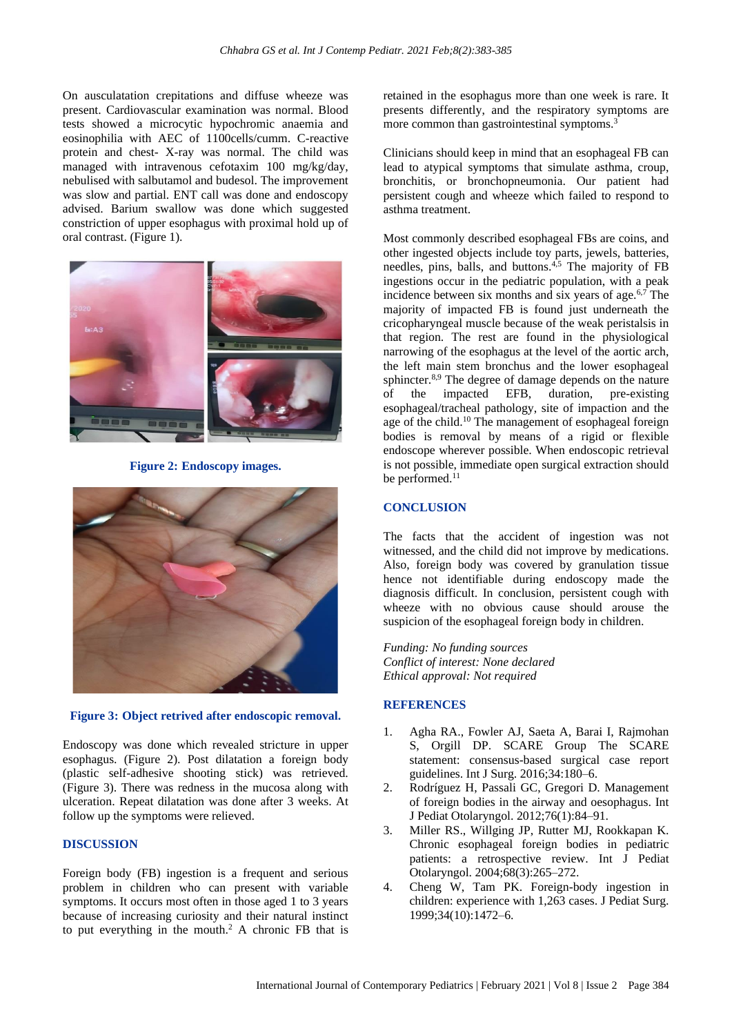On auscultation crepitations and diffuse wheeze was present. Cardiovascular examination was normal. Blood tests showed a microcytic hypochromic anaemia and eosinophilia with AEC of 1100cells/cumm. C-reactive protein and chest- X-ray was normal. The child was managed with intravenous cefotaxim 100 mg/kg/day, nebulised with salbutamol and budesol. The improvement was slow and partial. ENT call was done and endoscopy advised. Barium swallow was done which suggested constriction of upper esophagus with proximal hold up of oral contrast. (Figure 1).

**Figure 2: Endoscopy images.**

**Figure 3: Object retrived after endoscopic removal.**

Endoscopy was done which revealed stricture in upper esophagus. (Figure 2). Post dilatation a foreign body (plastic self-adhesive shooting stick) was retrieved. (Figure 3). There was redness in the mucosa along with ulceration. Repeat dilatation was done after 3 weeks. At follow up the symptoms were relieved.

## DISCUSSION

Foreign body (FB) ingestion is a frequent and serious problem in children who can present with variable symptoms. It occurs most often in those aged 1 to 3 years because of increasing curiosity and their natural instinct to put everything in the mouth.[2] A chronic FB that is retained in the esophagus more than one week is rare. It presents differently, and the respiratory symptoms are more common than gastrointestinal symptoms.[3]

Clinicians should keep in mind that an esophageal FB can lead to atypical symptoms that simulate asthma, croup, bronchitis, or bronchopneumonia. Our patient had persistent cough and wheeze which failed to respond to asthma treatment.

Most commonly described esophageal FBs are coins, and other ingested objects include toy parts, jewels, batteries, needles, pins, balls, and buttons.[4,5] The majority of FB ingestions occur in the pediatric population, with a peak incidence between six months and six years of age.[6,7] The majority of impacted FB is found just underneath the cricopharyngeal muscle because of the weak peristalsis in that region. The rest are found in the physiological narrowing of the esophagus at the level of the aortic arch, the left main stem bronchus and the lower esophageal sphincter.[8,9] The degree of damage depends on the nature of the impacted EFB, duration, pre-existing esophageal/tracheal pathology, site of impaction and the age of the child.[10] The management of esophageal foreign bodies is removal by means of a rigid or flexible endoscope wherever possible. When endoscopic retrieval is not possible, immediate open surgical extraction should be performed.[11]

## CONCLUSION

The facts that the accident of ingestion was not witnessed, and the child did not improve by medications. Also, foreign body was covered by granulation tissue hence not identifiable during endoscopy made the diagnosis difficult. In conclusion, persistent cough with wheeze with no obvious cause should arouse the suspicion of the esophageal foreign body in children.

*Funding: No funding sources*
*Conflict of interest: None declared*
*Ethical approval: Not required*

## REFERENCES

1. Agha RA., Fowler AJ, Saeta A, Barai I, Rajmohan S, Orgill DP. SCARE Group The SCARE statement: consensus-based surgical case report guidelines. Int J Surg. 2016;34:180–6.
2. Rodríguez H, Passali GC, Gregori D. Management of foreign bodies in the airway and oesophagus. Int J Pediatr Otolaryngol. 2012;76(1):84–91.
3. Miller RS., Willging JP, Rutter MJ, Rookkapan K. Chronic esophageal foreign bodies in pediatric patients: a retrospective review. Int J Pediat Otolaryngol. 2004;68(3):265–272.
4. Cheng W, Tam PK. Foreign-body ingestion in children: experience with 1,263 cases. J Pediat Surg. 1999;34(10):1472–6.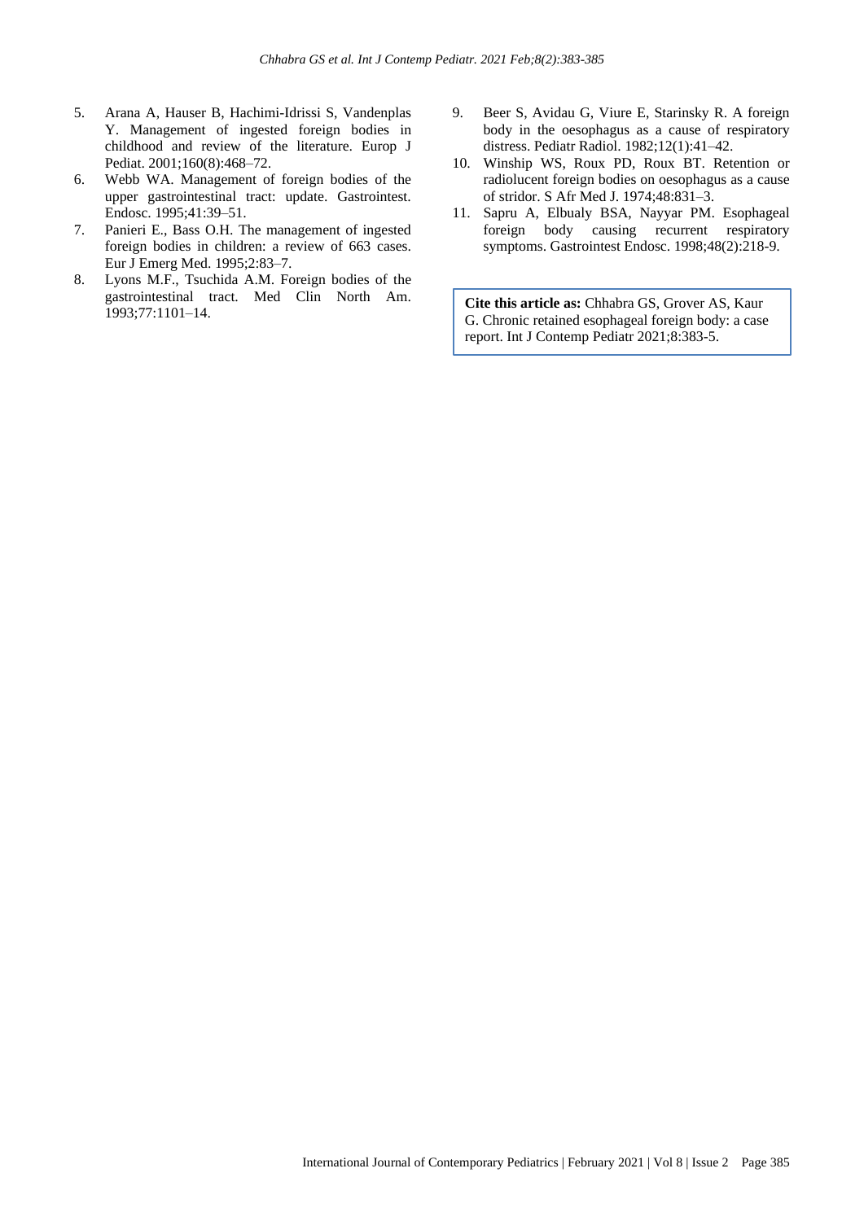5. Arana A, Hauser B, Hachimi-Idrissi S, Vandenplas Y. Management of ingested foreign bodies in childhood and review of the literature. Europ J Pediat. 2001;160(8):468–72.
6. Webb WA. Management of foreign bodies of the upper gastrointestinal tract: update. Gastrointest. Endosc. 1995;41:39–51.
7. Panieri E., Bass O.H. The management of ingested foreign bodies in children: a review of 663 cases. Eur J Emerg Med. 1995;2:83–7.
8. Lyons M.F., Tsuchida A.M. Foreign bodies of the gastrointestinal tract. Med Clin North Am. 1993;77:1101–14.
9. Beer S, Avidau G, Viure E, Starinsky R. A foreign body in the oesophagus as a cause of respiratory distress. Pediatr Radiol. 1982;12(1):41–42.
10. Winship WS, Roux PD, Roux BT. Retention or radiolucent foreign bodies on oesophagus as a cause of stridor. S Afr Med J. 1974;48:831–3.
11. Sapru A, Elbualy BSA, Nayyar PM. Esophageal foreign body causing recurrent respiratory symptoms. Gastrointest Endosc. 1998;48(2):218-9.

**Cite this article as:** Chhabra GS, Grover AS, Kaur G. Chronic retained esophageal foreign body: a case report. Int J Contemp Pediatr 2021;8:383-5.